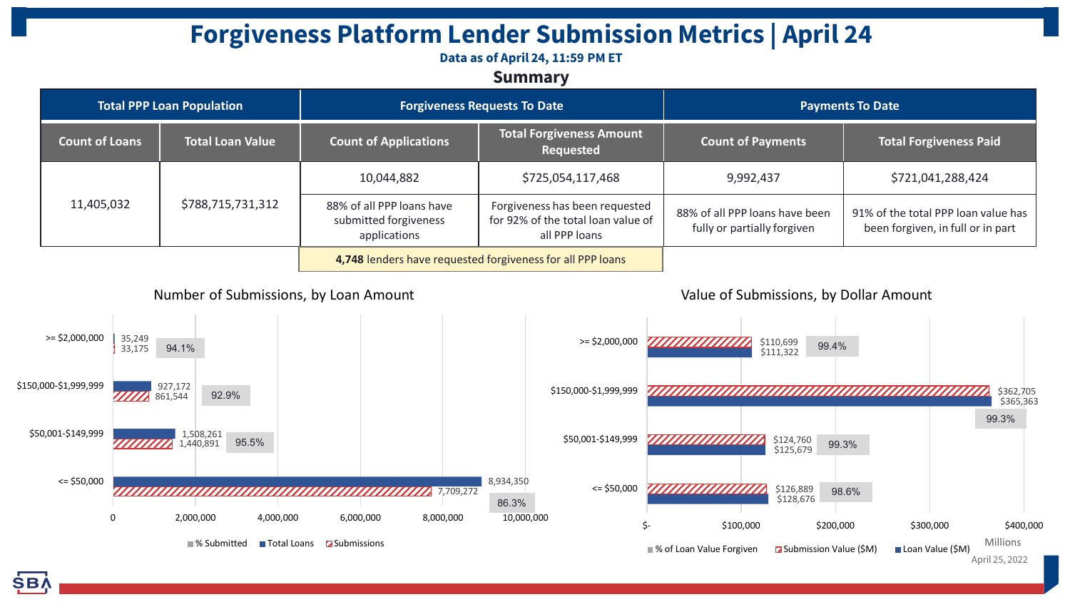# Forgiveness Platform Lender Submission Metrics | April 24

**Data as of April 24, 11:59 PM ET**

## Summary

| Total PPP Loan Population | | Forgiveness Requests To Date | | Payments To Date | |
|---|---|---|---|---|---|
| **Count of Loans** | **Total Loan Value** | **Count of Applications** | **Total Forgiveness Amount Requested** | **Count of Payments** | **Total Forgiveness Paid** |
| 11,405,032 | $788,715,731,312 | 10,044,882 | $725,054,117,468 | 9,992,437 | $721,041,288,424 |
| | | 88% of all PPP loans have submitted forgiveness applications | Forgiveness has been requested for 92% of the total loan value of all PPP loans | 88% of all PPP loans have been fully or partially forgiven | 91% of the total PPP loan value has been forgiven, in full or in part |

**4,748** lenders have requested forgiveness for all PPP loans

### Number of Submissions, by Loan Amount

| Loan Amount | Total Loans | Submissions | % Submitted |
|---|---|---|---|
| >= $2,000,000 | 35,249 | 33,175 | 94.1% |
| $150,000-$1,999,999 | 927,172 | 861,544 | 92.9% |
| $50,001-$149,999 | 1,508,261 | 1,440,891 | 95.5% |
| <= $50,000 | 8,934,350 | 7,709,272 | 86.3% |

### Value of Submissions, by Dollar Amount

| Loan Amount | Submission Value ($M) | Loan Value ($M) | % of Loan Value Forgiven |
|---|---|---|---|
| >= $2,000,000 | $110,699 | $111,322 | 99.4% |
| $150,000-$1,999,999 | $362,705 | $365,363 | 99.3% |
| $50,001-$149,999 | $124,760 | $125,679 | 99.3% |
| <= $50,000 | $126,889 | $128,676 | 98.6% |

April 25, 2022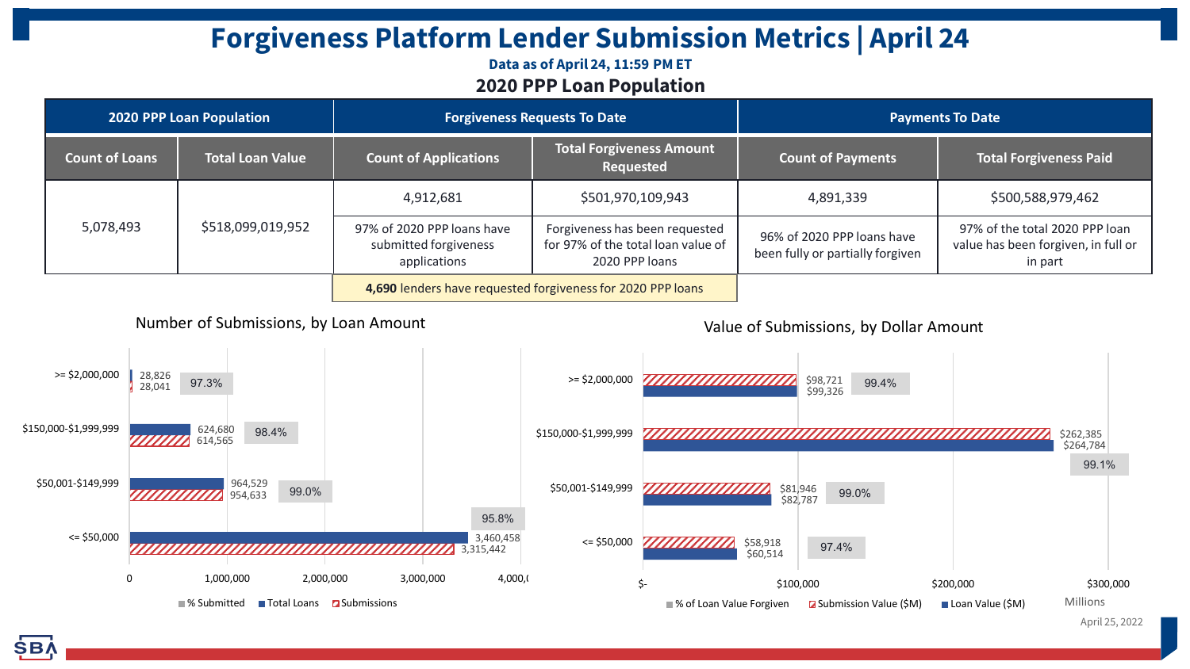# Forgiveness Platform Lender Submission Metrics | April 24

**Data as of April 24, 11:59 PM ET**

## 2020 PPP Loan Population

| 2020 PPP Loan Population | | Forgiveness Requests To Date | | Payments To Date | |
|---|---|---|---|---|---|
| **Count of Loans** | **Total Loan Value** | **Count of Applications** | **Total Forgiveness Amount Requested** | **Count of Payments** | **Total Forgiveness Paid** |
| 5,078,493 | $518,099,019,952 | 4,912,681 | $501,970,109,943 | 4,891,339 | $500,588,979,462 |
| | | 97% of 2020 PPP loans have submitted forgiveness applications | Forgiveness has been requested for 97% of the total loan value of 2020 PPP loans | 96% of 2020 PPP loans have been fully or partially forgiven | 97% of the total 2020 PPP loan value has been forgiven, in full or in part |

**4,690** lenders have requested forgiveness for 2020 PPP loans

### Number of Submissions, by Loan Amount

| Loan Amount | Total Loans | Submissions | % Submitted |
|---|---|---|---|
| >= $2,000,000 | 28,826 | 28,041 | 97.3% |
| $150,000-$1,999,999 | 624,680 | 614,565 | 98.4% |
| $50,001-$149,999 | 964,529 | 954,633 | 99.0% |
| <= $50,000 | 3,460,458 | 3,315,442 | 95.8% |

### Value of Submissions, by Dollar Amount

| Loan Amount | Submission Value ($M) | Loan Value ($M) | % of Loan Value Forgiven |
|---|---|---|---|
| >= $2,000,000 | $98,721 | $99,326 | 99.4% |
| $150,000-$1,999,999 | $262,385 | $264,784 | 99.1% |
| $50,001-$149,999 | $81,946 | $82,787 | 99.0% |
| <= $50,000 | $58,918 | $60,514 | 97.4% |

April 25, 2022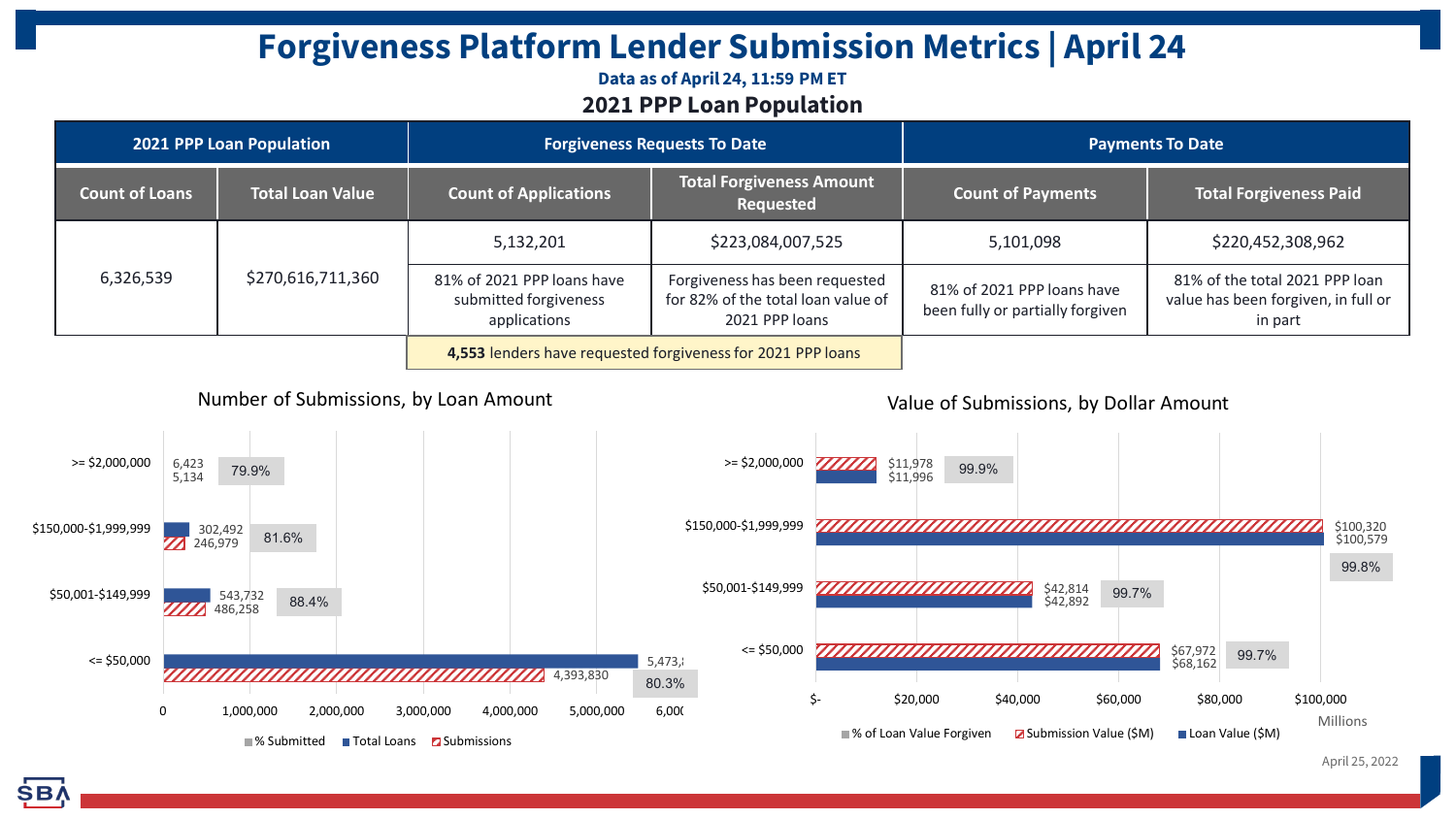# Forgiveness Platform Lender Submission Metrics | April 24

**Data as of April 24, 11:59 PM ET**

## 2021 PPP Loan Population

| 2021 PPP Loan Population | | Forgiveness Requests To Date | | Payments To Date | |
|---|---|---|---|---|---|
| Count of Loans | Total Loan Value | Count of Applications | Total Forgiveness Amount Requested | Count of Payments | Total Forgiveness Paid |
| 6,326,539 | $270,616,711,360 | 5,132,201 | $223,084,007,525 | 5,101,098 | $220,452,308,962 |
| | | 81% of 2021 PPP loans have submitted forgiveness applications | Forgiveness has been requested for 82% of the total loan value of 2021 PPP loans | 81% of 2021 PPP loans have been fully or partially forgiven | 81% of the total 2021 PPP loan value has been forgiven, in full or in part |

**4,553** lenders have requested forgiveness for 2021 PPP loans

Number of Submissions, by Loan Amount

>= $2,000,000: 6,423; 5,134; 79.9%
$150,000-$1,999,999: 302,492; 246,979; 81.6%
$50,001-$149,999: 543,732; 486,258; 88.4%
<= $50,000: 5,473,; 4,393,830; 80.3%

0 | 1,000,000 | 2,000,000 | 3,000,000 | 4,000,000 | 5,000,000 | 6,00(

% Submitted | Total Loans | Submissions

Value of Submissions, by Dollar Amount

>= $2,000,000: $11,978; $11,996; 99.9%
$150,000-$1,999,999: $100,320; $100,579; 99.8%
$50,001-$149,999: $42,814; $42,892; 99.7%
<= $50,000: $67,972; $68,162; 99.7%

$- | $20,000 | $40,000 | $60,000 | $80,000 | $100,000

Millions

% of Loan Value Forgiven | Submission Value ($M) | Loan Value ($M)

April 25, 2022